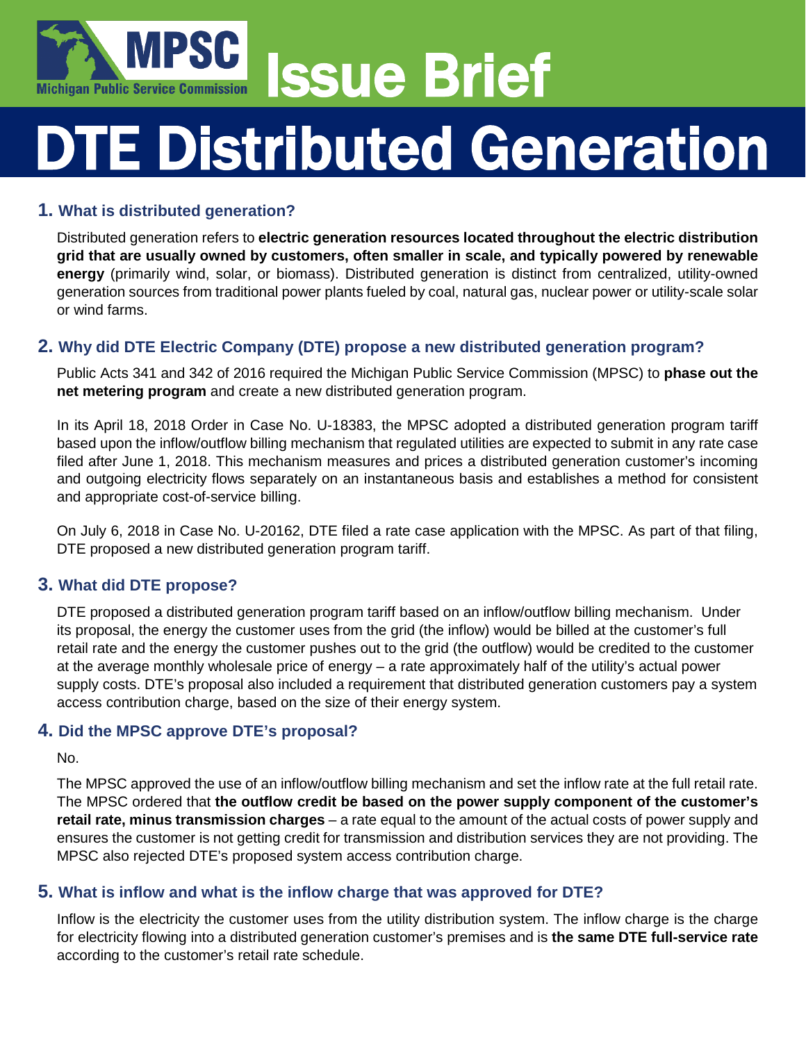MPSC Michigan Public Service Commission

# Issue Brief

# DTE Distributed Generation

## 1. What is distributed generation?

Distributed generation refers to **electric generation resources located throughout the electric distribution grid that are usually owned by customers, often smaller in scale, and typically powered by renewable energy** (primarily wind, solar, or biomass). Distributed generation is distinct from centralized, utility-owned generation sources from traditional power plants fueled by coal, natural gas, nuclear power or utility-scale solar or wind farms.

## 2. Why did DTE Electric Company (DTE) propose a new distributed generation program?

Public Acts 341 and 342 of 2016 required the Michigan Public Service Commission (MPSC) to **phase out the net metering program** and create a new distributed generation program.

In its April 18, 2018 Order in Case No. U-18383, the MPSC adopted a distributed generation program tariff based upon the inflow/outflow billing mechanism that regulated utilities are expected to submit in any rate case filed after June 1, 2018. This mechanism measures and prices a distributed generation customer's incoming and outgoing electricity flows separately on an instantaneous basis and establishes a method for consistent and appropriate cost-of-service billing.

On July 6, 2018 in Case No. U-20162, DTE filed a rate case application with the MPSC. As part of that filing, DTE proposed a new distributed generation program tariff.

## 3. What did DTE propose?

DTE proposed a distributed generation program tariff based on an inflow/outflow billing mechanism. Under its proposal, the energy the customer uses from the grid (the inflow) would be billed at the customer's full retail rate and the energy the customer pushes out to the grid (the outflow) would be credited to the customer at the average monthly wholesale price of energy – a rate approximately half of the utility's actual power supply costs. DTE's proposal also included a requirement that distributed generation customers pay a system access contribution charge, based on the size of their energy system.

## 4. Did the MPSC approve DTE's proposal?

No.

The MPSC approved the use of an inflow/outflow billing mechanism and set the inflow rate at the full retail rate. The MPSC ordered that **the outflow credit be based on the power supply component of the customer's retail rate, minus transmission charges** – a rate equal to the amount of the actual costs of power supply and ensures the customer is not getting credit for transmission and distribution services they are not providing. The MPSC also rejected DTE's proposed system access contribution charge.

## 5. What is inflow and what is the inflow charge that was approved for DTE?

Inflow is the electricity the customer uses from the utility distribution system. The inflow charge is the charge for electricity flowing into a distributed generation customer's premises and is **the same DTE full-service rate** according to the customer's retail rate schedule.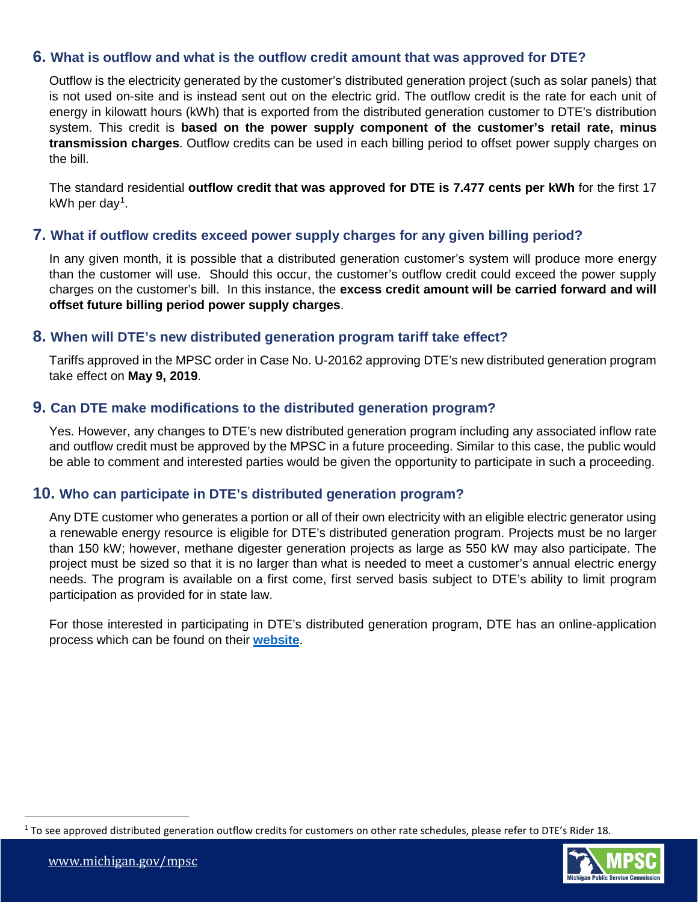## 6. What is outflow and what is the outflow credit amount that was approved for DTE?

Outflow is the electricity generated by the customer's distributed generation project (such as solar panels) that is not used on-site and is instead sent out on the electric grid. The outflow credit is the rate for each unit of energy in kilowatt hours (kWh) that is exported from the distributed generation customer to DTE's distribution system. This credit is **based on the power supply component of the customer's retail rate, minus transmission charges**. Outflow credits can be used in each billing period to offset power supply charges on the bill.

The standard residential **outflow credit that was approved for DTE is 7.477 cents per kWh** for the first 17 kWh per day[1].

## 7. What if outflow credits exceed power supply charges for any given billing period?

In any given month, it is possible that a distributed generation customer's system will produce more energy than the customer will use. Should this occur, the customer's outflow credit could exceed the power supply charges on the customer's bill. In this instance, the **excess credit amount will be carried forward and will offset future billing period power supply charges**.

## 8. When will DTE's new distributed generation program tariff take effect?

Tariffs approved in the MPSC order in Case No. U-20162 approving DTE's new distributed generation program take effect on **May 9, 2019**.

## 9. Can DTE make modifications to the distributed generation program?

Yes. However, any changes to DTE's new distributed generation program including any associated inflow rate and outflow credit must be approved by the MPSC in a future proceeding. Similar to this case, the public would be able to comment and interested parties would be given the opportunity to participate in such a proceeding.

## 10. Who can participate in DTE's distributed generation program?

Any DTE customer who generates a portion or all of their own electricity with an eligible electric generator using a renewable energy resource is eligible for DTE's distributed generation program. Projects must be no larger than 150 kW; however, methane digester generation projects as large as 550 kW may also participate. The project must be sized so that it is no larger than what is needed to meet a customer's annual electric energy needs. The program is available on a first come, first served basis subject to DTE's ability to limit program participation as provided for in state law.

For those interested in participating in DTE's distributed generation program, DTE has an online-application process which can be found on their **website**.

[1] To see approved distributed generation outflow credits for customers on other rate schedules, please refer to DTE's Rider 18.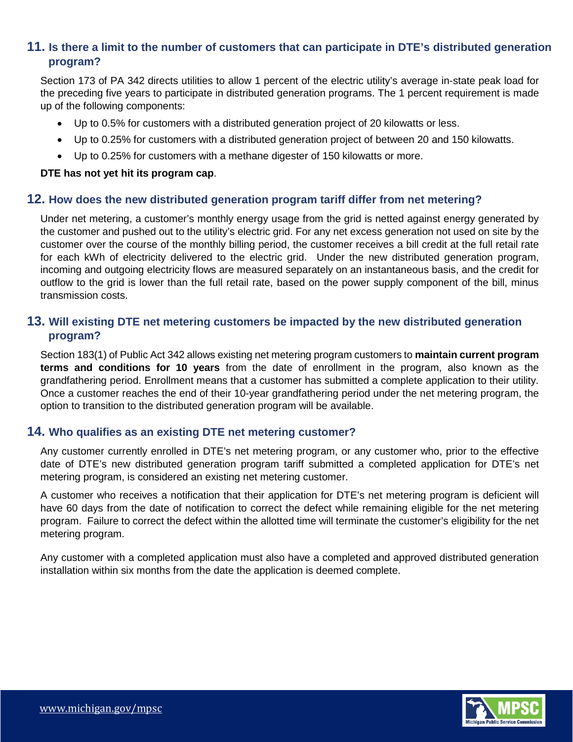## 11. Is there a limit to the number of customers that can participate in DTE's distributed generation program?

Section 173 of PA 342 directs utilities to allow 1 percent of the electric utility's average in-state peak load for the preceding five years to participate in distributed generation programs. The 1 percent requirement is made up of the following components:

- Up to 0.5% for customers with a distributed generation project of 20 kilowatts or less.
- Up to 0.25% for customers with a distributed generation project of between 20 and 150 kilowatts.
- Up to 0.25% for customers with a methane digester of 150 kilowatts or more.

**DTE has not yet hit its program cap**.

## 12. How does the new distributed generation program tariff differ from net metering?

Under net metering, a customer's monthly energy usage from the grid is netted against energy generated by the customer and pushed out to the utility's electric grid. For any net excess generation not used on site by the customer over the course of the monthly billing period, the customer receives a bill credit at the full retail rate for each kWh of electricity delivered to the electric grid. Under the new distributed generation program, incoming and outgoing electricity flows are measured separately on an instantaneous basis, and the credit for outflow to the grid is lower than the full retail rate, based on the power supply component of the bill, minus transmission costs.

## 13. Will existing DTE net metering customers be impacted by the new distributed generation program?

Section 183(1) of Public Act 342 allows existing net metering program customers to **maintain current program terms and conditions for 10 years** from the date of enrollment in the program, also known as the grandfathering period. Enrollment means that a customer has submitted a complete application to their utility. Once a customer reaches the end of their 10-year grandfathering period under the net metering program, the option to transition to the distributed generation program will be available.

## 14. Who qualifies as an existing DTE net metering customer?

Any customer currently enrolled in DTE's net metering program, or any customer who, prior to the effective date of DTE's new distributed generation program tariff submitted a completed application for DTE's net metering program, is considered an existing net metering customer.

A customer who receives a notification that their application for DTE's net metering program is deficient will have 60 days from the date of notification to correct the defect while remaining eligible for the net metering program. Failure to correct the defect within the allotted time will terminate the customer's eligibility for the net metering program.

Any customer with a completed application must also have a completed and approved distributed generation installation within six months from the date the application is deemed complete.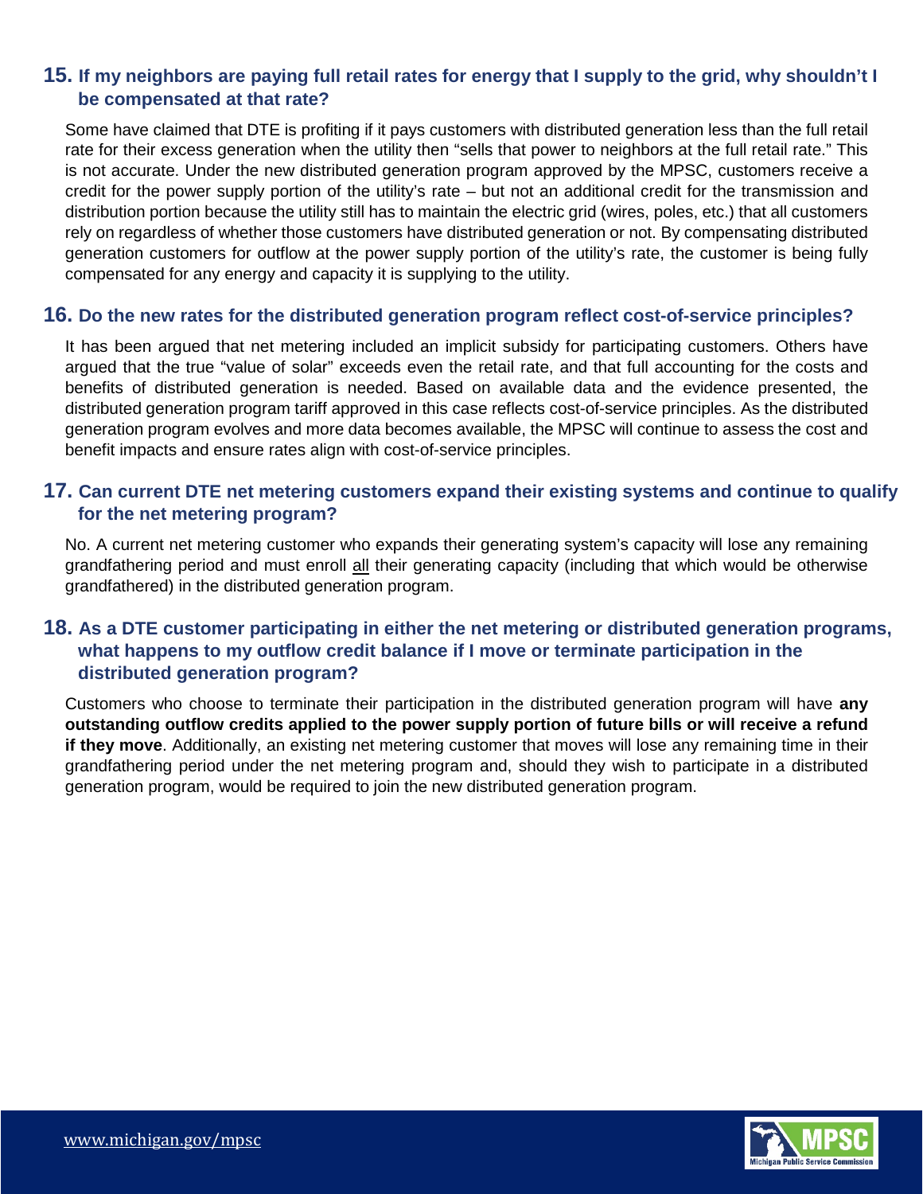### 15. If my neighbors are paying full retail rates for energy that I supply to the grid, why shouldn't I be compensated at that rate?

Some have claimed that DTE is profiting if it pays customers with distributed generation less than the full retail rate for their excess generation when the utility then "sells that power to neighbors at the full retail rate." This is not accurate. Under the new distributed generation program approved by the MPSC, customers receive a credit for the power supply portion of the utility's rate – but not an additional credit for the transmission and distribution portion because the utility still has to maintain the electric grid (wires, poles, etc.) that all customers rely on regardless of whether those customers have distributed generation or not. By compensating distributed generation customers for outflow at the power supply portion of the utility's rate, the customer is being fully compensated for any energy and capacity it is supplying to the utility.

### 16. Do the new rates for the distributed generation program reflect cost-of-service principles?

It has been argued that net metering included an implicit subsidy for participating customers. Others have argued that the true "value of solar" exceeds even the retail rate, and that full accounting for the costs and benefits of distributed generation is needed. Based on available data and the evidence presented, the distributed generation program tariff approved in this case reflects cost-of-service principles. As the distributed generation program evolves and more data becomes available, the MPSC will continue to assess the cost and benefit impacts and ensure rates align with cost-of-service principles.

### 17. Can current DTE net metering customers expand their existing systems and continue to qualify for the net metering program?

No. A current net metering customer who expands their generating system's capacity will lose any remaining grandfathering period and must enroll <u>all</u> their generating capacity (including that which would be otherwise grandfathered) in the distributed generation program.

### 18. As a DTE customer participating in either the net metering or distributed generation programs, what happens to my outflow credit balance if I move or terminate participation in the distributed generation program?

Customers who choose to terminate their participation in the distributed generation program will have **any outstanding outflow credits applied to the power supply portion of future bills or will receive a refund if they move**. Additionally, an existing net metering customer that moves will lose any remaining time in their grandfathering period under the net metering program and, should they wish to participate in a distributed generation program, would be required to join the new distributed generation program.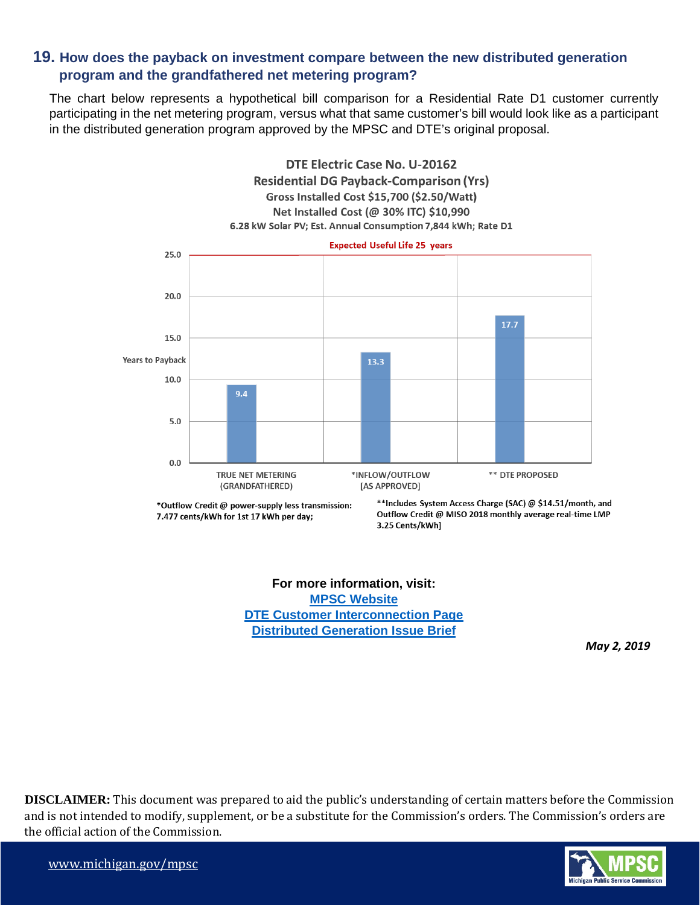## 19. How does the payback on investment compare between the new distributed generation program and the grandfathered net metering program?

The chart below represents a hypothetical bill comparison for a Residential Rate D1 customer currently participating in the net metering program, versus what that same customer's bill would look like as a participant in the distributed generation program approved by the MPSC and DTE's original proposal.

DTE Electric Case No. U-20162
Residential DG Payback-Comparison (Yrs)
Gross Installed Cost $15,700 ($2.50/Watt)
Net Installed Cost (@ 30% ITC) $10,990
6.28 kW Solar PV; Est. Annual Consumption 7,844 kWh; Rate D1

Expected Useful Life 25 years

Years to Payback

25.0
20.0
15.0
10.0
5.0
0.0

9.4
13.3
17.7

TRUE NET METERING (GRANDFATHERED)
*INFLOW/OUTFLOW [AS APPROVED]
** DTE PROPOSED

*Outflow Credit @ power-supply less transmission: 7.477 cents/kWh for 1st 17 kWh per day;

**Includes System Access Charge (SAC) @ $14.51/month, and Outflow Credit @ MISO 2018 monthly average real-time LMP 3.25 Cents/kWh]

**For more information, visit:**
[MPSC Website]
[DTE Customer Interconnection Page]
[Distributed Generation Issue Brief]

*May 2, 2019*

**DISCLAIMER:** This document was prepared to aid the public's understanding of certain matters before the Commission and is not intended to modify, supplement, or be a substitute for the Commission's orders. The Commission's orders are the official action of the Commission.

www.michigan.gov/mpsc